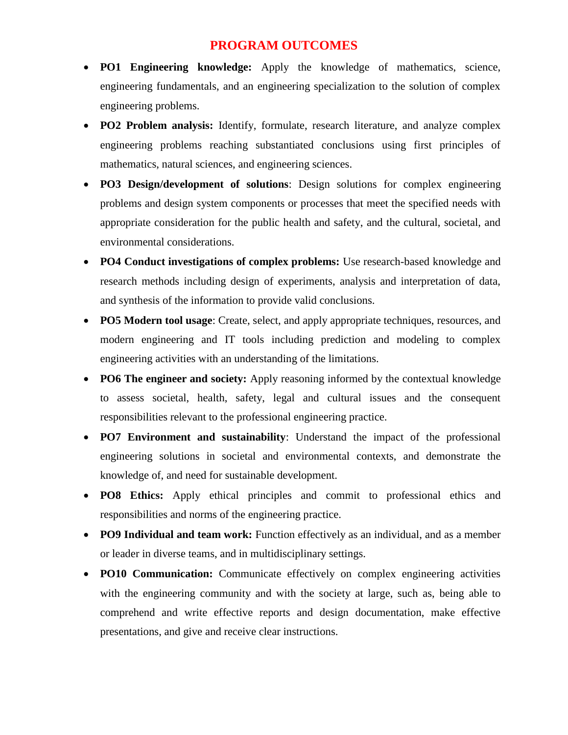# PROGRAM OUTCOMES

- **PO1 Engineering knowledge:** Apply the knowledge of mathematics, science, engineering fundamentals, and an engineering specialization to the solution of complex engineering problems.
- **PO2 Problem analysis:** Identify, formulate, research literature, and analyze complex engineering problems reaching substantiated conclusions using first principles of mathematics, natural sciences, and engineering sciences.
- **PO3 Design/development of solutions**: Design solutions for complex engineering problems and design system components or processes that meet the specified needs with appropriate consideration for the public health and safety, and the cultural, societal, and environmental considerations.
- **PO4 Conduct investigations of complex problems:** Use research-based knowledge and research methods including design of experiments, analysis and interpretation of data, and synthesis of the information to provide valid conclusions.
- **PO5 Modern tool usage**: Create, select, and apply appropriate techniques, resources, and modern engineering and IT tools including prediction and modeling to complex engineering activities with an understanding of the limitations.
- **PO6 The engineer and society:** Apply reasoning informed by the contextual knowledge to assess societal, health, safety, legal and cultural issues and the consequent responsibilities relevant to the professional engineering practice.
- **PO7 Environment and sustainability**: Understand the impact of the professional engineering solutions in societal and environmental contexts, and demonstrate the knowledge of, and need for sustainable development.
- **PO8 Ethics:** Apply ethical principles and commit to professional ethics and responsibilities and norms of the engineering practice.
- **PO9 Individual and team work:** Function effectively as an individual, and as a member or leader in diverse teams, and in multidisciplinary settings.
- **PO10 Communication:** Communicate effectively on complex engineering activities with the engineering community and with the society at large, such as, being able to comprehend and write effective reports and design documentation, make effective presentations, and give and receive clear instructions.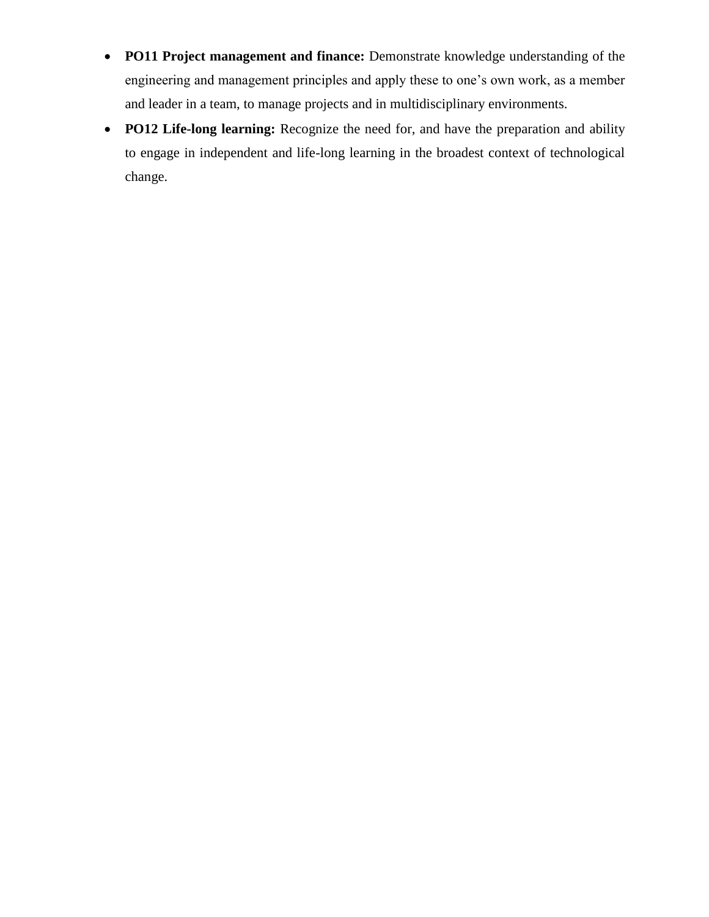- **PO11 Project management and finance:** Demonstrate knowledge understanding of the engineering and management principles and apply these to one's own work, as a member and leader in a team, to manage projects and in multidisciplinary environments.
- **PO12 Life-long learning:** Recognize the need for, and have the preparation and ability to engage in independent and life-long learning in the broadest context of technological change.